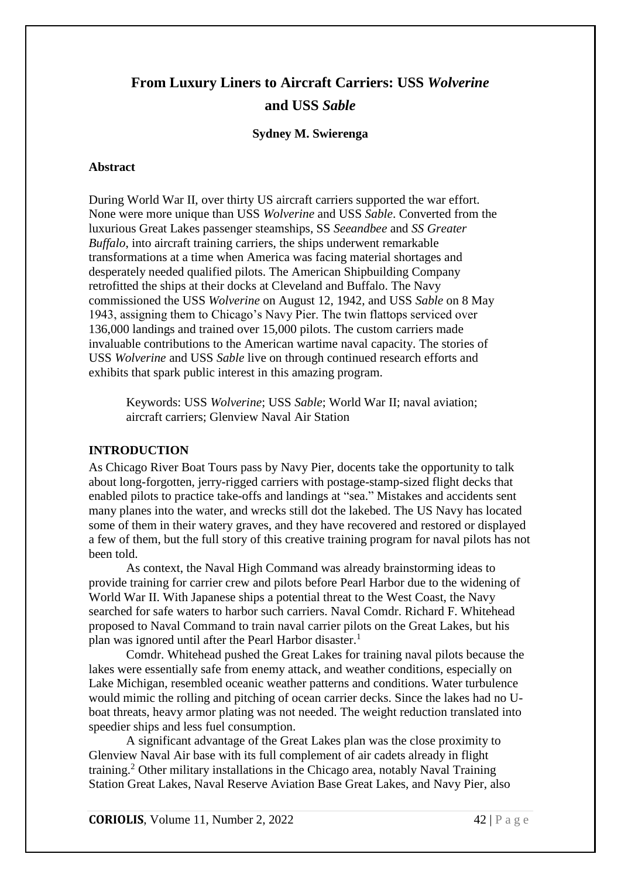# From Luxury Liners to Aircraft Carriers: USS *Wolverine* and USS *Sable*

**Sydney M. Swierenga**

### Abstract

During World War II, over thirty US aircraft carriers supported the war effort. None were more unique than USS *Wolverine* and USS *Sable*. Converted from the luxurious Great Lakes passenger steamships, SS *Seeandbee* and *SS Greater Buffalo*, into aircraft training carriers, the ships underwent remarkable transformations at a time when America was facing material shortages and desperately needed qualified pilots. The American Shipbuilding Company retrofitted the ships at their docks at Cleveland and Buffalo. The Navy commissioned the USS *Wolverine* on August 12, 1942, and USS *Sable* on 8 May 1943, assigning them to Chicago's Navy Pier. The twin flattops serviced over 136,000 landings and trained over 15,000 pilots. The custom carriers made invaluable contributions to the American wartime naval capacity. The stories of USS *Wolverine* and USS *Sable* live on through continued research efforts and exhibits that spark public interest in this amazing program.

Keywords: USS *Wolverine*; USS *Sable*; World War II; naval aviation; aircraft carriers; Glenview Naval Air Station

### INTRODUCTION

As Chicago River Boat Tours pass by Navy Pier, docents take the opportunity to talk about long-forgotten, jerry-rigged carriers with postage-stamp-sized flight decks that enabled pilots to practice take-offs and landings at "sea." Mistakes and accidents sent many planes into the water, and wrecks still dot the lakebed. The US Navy has located some of them in their watery graves, and they have recovered and restored or displayed a few of them, but the full story of this creative training program for naval pilots has not been told.

As context, the Naval High Command was already brainstorming ideas to provide training for carrier crew and pilots before Pearl Harbor due to the widening of World War II. With Japanese ships a potential threat to the West Coast, the Navy searched for safe waters to harbor such carriers. Naval Comdr. Richard F. Whitehead proposed to Naval Command to train naval carrier pilots on the Great Lakes, but his plan was ignored until after the Pearl Harbor disaster.[1]

Comdr. Whitehead pushed the Great Lakes for training naval pilots because the lakes were essentially safe from enemy attack, and weather conditions, especially on Lake Michigan, resembled oceanic weather patterns and conditions. Water turbulence would mimic the rolling and pitching of ocean carrier decks. Since the lakes had no U-boat threats, heavy armor plating was not needed. The weight reduction translated into speedier ships and less fuel consumption.

A significant advantage of the Great Lakes plan was the close proximity to Glenview Naval Air base with its full complement of air cadets already in flight training.[2] Other military installations in the Chicago area, notably Naval Training Station Great Lakes, Naval Reserve Aviation Base Great Lakes, and Navy Pier, also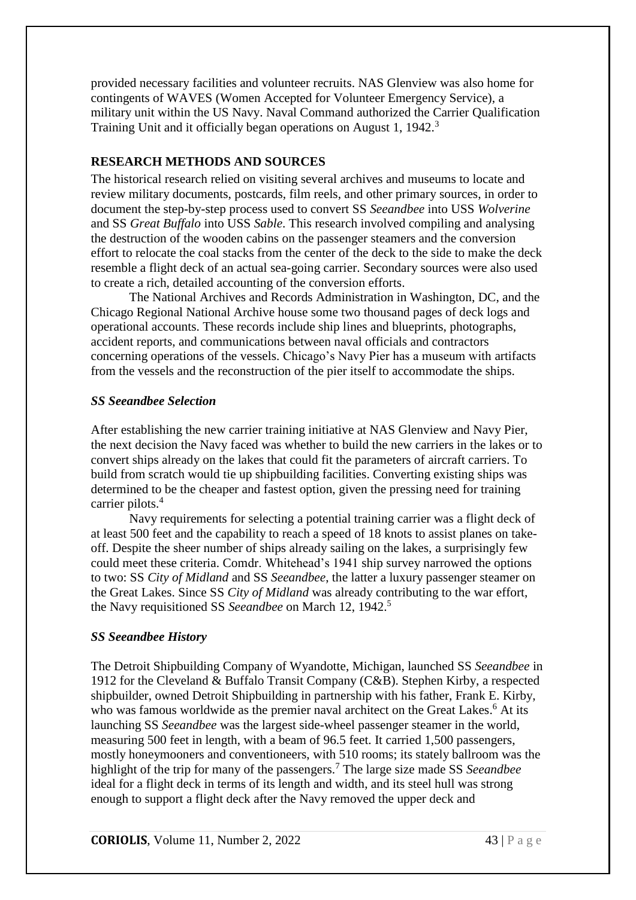provided necessary facilities and volunteer recruits. NAS Glenview was also home for contingents of WAVES (Women Accepted for Volunteer Emergency Service), a military unit within the US Navy. Naval Command authorized the Carrier Qualification Training Unit and it officially began operations on August 1, 1942.[3]

## RESEARCH METHODS AND SOURCES

The historical research relied on visiting several archives and museums to locate and review military documents, postcards, film reels, and other primary sources, in order to document the step-by-step process used to convert SS *Seeandbee* into USS *Wolverine* and SS *Great Buffalo* into USS *Sable*. This research involved compiling and analysing the destruction of the wooden cabins on the passenger steamers and the conversion effort to relocate the coal stacks from the center of the deck to the side to make the deck resemble a flight deck of an actual sea-going carrier. Secondary sources were also used to create a rich, detailed accounting of the conversion efforts.

The National Archives and Records Administration in Washington, DC, and the Chicago Regional National Archive house some two thousand pages of deck logs and operational accounts. These records include ship lines and blueprints, photographs, accident reports, and communications between naval officials and contractors concerning operations of the vessels. Chicago's Navy Pier has a museum with artifacts from the vessels and the reconstruction of the pier itself to accommodate the ships.

### *SS Seeandbee Selection*

After establishing the new carrier training initiative at NAS Glenview and Navy Pier, the next decision the Navy faced was whether to build the new carriers in the lakes or to convert ships already on the lakes that could fit the parameters of aircraft carriers. To build from scratch would tie up shipbuilding facilities. Converting existing ships was determined to be the cheaper and fastest option, given the pressing need for training carrier pilots.[4]

Navy requirements for selecting a potential training carrier was a flight deck of at least 500 feet and the capability to reach a speed of 18 knots to assist planes on take-off. Despite the sheer number of ships already sailing on the lakes, a surprisingly few could meet these criteria. Comdr. Whitehead's 1941 ship survey narrowed the options to two: SS *City of Midland* and SS *Seeandbee*, the latter a luxury passenger steamer on the Great Lakes. Since SS *City of Midland* was already contributing to the war effort, the Navy requisitioned SS *Seeandbee* on March 12, 1942.[5]

### *SS Seeandbee History*

The Detroit Shipbuilding Company of Wyandotte, Michigan, launched SS *Seeandbee* in 1912 for the Cleveland & Buffalo Transit Company (C&B). Stephen Kirby, a respected shipbuilder, owned Detroit Shipbuilding in partnership with his father, Frank E. Kirby, who was famous worldwide as the premier naval architect on the Great Lakes.[6] At its launching SS *Seeandbee* was the largest side-wheel passenger steamer in the world, measuring 500 feet in length, with a beam of 96.5 feet. It carried 1,500 passengers, mostly honeymooners and conventioneers, with 510 rooms; its stately ballroom was the highlight of the trip for many of the passengers.[7] The large size made SS *Seeandbee* ideal for a flight deck in terms of its length and width, and its steel hull was strong enough to support a flight deck after the Navy removed the upper deck and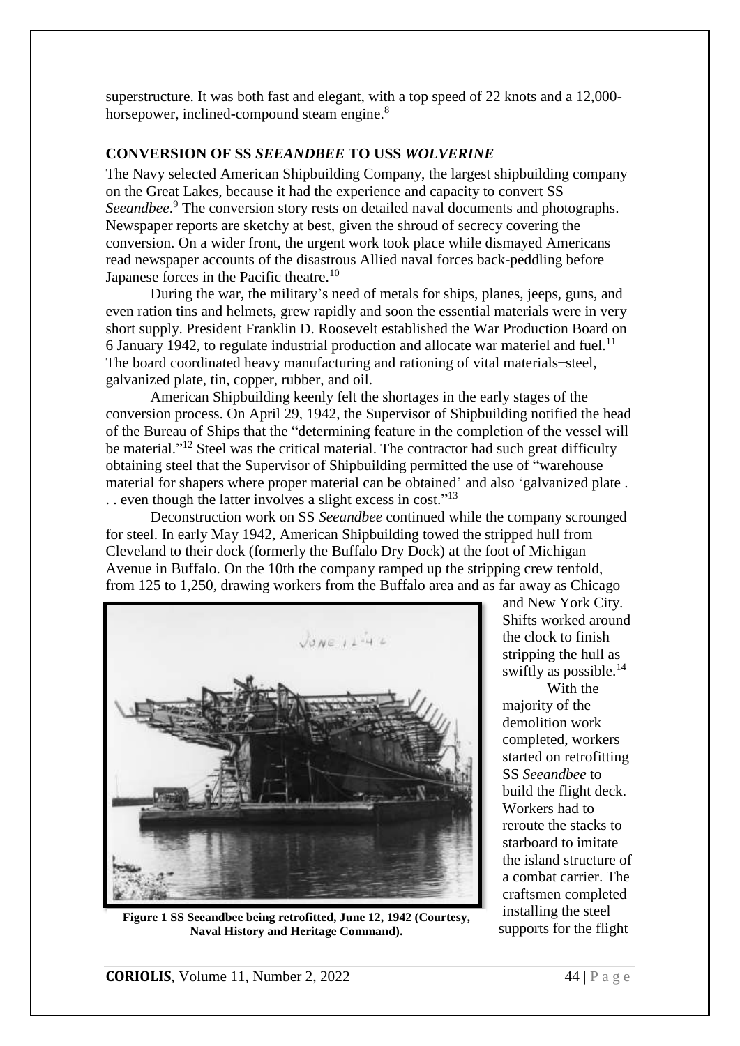superstructure. It was both fast and elegant, with a top speed of 22 knots and a 12,000-horsepower, inclined-compound steam engine.[8]

## CONVERSION OF SS *SEEANDBEE* TO USS *WOLVERINE*

The Navy selected American Shipbuilding Company, the largest shipbuilding company on the Great Lakes, because it had the experience and capacity to convert SS *Seeandbee*.[9] The conversion story rests on detailed naval documents and photographs. Newspaper reports are sketchy at best, given the shroud of secrecy covering the conversion. On a wider front, the urgent work took place while dismayed Americans read newspaper accounts of the disastrous Allied naval forces back-peddling before Japanese forces in the Pacific theatre.[10]

During the war, the military's need of metals for ships, planes, jeeps, guns, and even ration tins and helmets, grew rapidly and soon the essential materials were in very short supply. President Franklin D. Roosevelt established the War Production Board on 6 January 1942, to regulate industrial production and allocate war materiel and fuel.[11] The board coordinated heavy manufacturing and rationing of vital materials–steel, galvanized plate, tin, copper, rubber, and oil.

American Shipbuilding keenly felt the shortages in the early stages of the conversion process. On April 29, 1942, the Supervisor of Shipbuilding notified the head of the Bureau of Ships that the "determining feature in the completion of the vessel will be material."[12] Steel was the critical material. The contractor had such great difficulty obtaining steel that the Supervisor of Shipbuilding permitted the use of "warehouse material for shapers where proper material can be obtained' and also 'galvanized plate . . . even though the latter involves a slight excess in cost."[13]

Deconstruction work on SS *Seeandbee* continued while the company scrounged for steel. In early May 1942, American Shipbuilding towed the stripped hull from Cleveland to their dock (formerly the Buffalo Dry Dock) at the foot of Michigan Avenue in Buffalo. On the 10th the company ramped up the stripping crew tenfold, from 125 to 1,250, drawing workers from the Buffalo area and as far away as Chicago and New York City. Shifts worked around the clock to finish stripping the hull as swiftly as possible.[14]

**Figure 1 SS Seeandbee being retrofitted, June 12, 1942 (Courtesy, Naval History and Heritage Command).**

With the majority of the demolition work completed, workers started on retrofitting SS *Seeandbee* to build the flight deck. Workers had to reroute the stacks to starboard to imitate the island structure of a combat carrier. The craftsmen completed installing the steel supports for the flight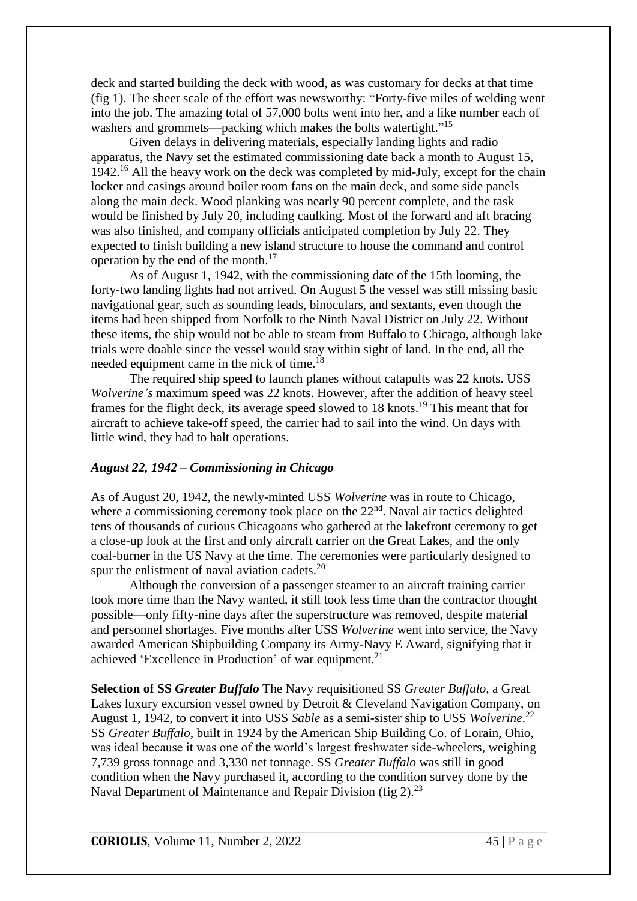deck and started building the deck with wood, as was customary for decks at that time (fig 1). The sheer scale of the effort was newsworthy: "Forty-five miles of welding went into the job. The amazing total of 57,000 bolts went into her, and a like number each of washers and grommets—packing which makes the bolts watertight."[15]

Given delays in delivering materials, especially landing lights and radio apparatus, the Navy set the estimated commissioning date back a month to August 15, 1942.[16] All the heavy work on the deck was completed by mid-July, except for the chain locker and casings around boiler room fans on the main deck, and some side panels along the main deck. Wood planking was nearly 90 percent complete, and the task would be finished by July 20, including caulking. Most of the forward and aft bracing was also finished, and company officials anticipated completion by July 22. They expected to finish building a new island structure to house the command and control operation by the end of the month.[17]

As of August 1, 1942, with the commissioning date of the 15th looming, the forty-two landing lights had not arrived. On August 5 the vessel was still missing basic navigational gear, such as sounding leads, binoculars, and sextants, even though the items had been shipped from Norfolk to the Ninth Naval District on July 22. Without these items, the ship would not be able to steam from Buffalo to Chicago, although lake trials were doable since the vessel would stay within sight of land. In the end, all the needed equipment came in the nick of time.[18]

The required ship speed to launch planes without catapults was 22 knots. USS *Wolverine's* maximum speed was 22 knots. However, after the addition of heavy steel frames for the flight deck, its average speed slowed to 18 knots.[19] This meant that for aircraft to achieve take-off speed, the carrier had to sail into the wind. On days with little wind, they had to halt operations.

### *August 22, 1942 – Commissioning in Chicago*

As of August 20, 1942, the newly-minted USS *Wolverine* was in route to Chicago, where a commissioning ceremony took place on the 22nd. Naval air tactics delighted tens of thousands of curious Chicagoans who gathered at the lakefront ceremony to get a close-up look at the first and only aircraft carrier on the Great Lakes, and the only coal-burner in the US Navy at the time. The ceremonies were particularly designed to spur the enlistment of naval aviation cadets.[20]

Although the conversion of a passenger steamer to an aircraft training carrier took more time than the Navy wanted, it still took less time than the contractor thought possible—only fifty-nine days after the superstructure was removed, despite material and personnel shortages. Five months after USS *Wolverine* went into service, the Navy awarded American Shipbuilding Company its Army-Navy E Award, signifying that it achieved 'Excellence in Production' of war equipment.[21]

**Selection of SS *Greater Buffalo*** The Navy requisitioned SS *Greater Buffalo,* a Great Lakes luxury excursion vessel owned by Detroit & Cleveland Navigation Company, on August 1, 1942, to convert it into USS *Sable* as a semi-sister ship to USS *Wolverine*.[22] SS *Greater Buffalo*, built in 1924 by the American Ship Building Co. of Lorain, Ohio, was ideal because it was one of the world's largest freshwater side-wheelers, weighing 7,739 gross tonnage and 3,330 net tonnage. SS *Greater Buffalo* was still in good condition when the Navy purchased it, according to the condition survey done by the Naval Department of Maintenance and Repair Division (fig 2).[23]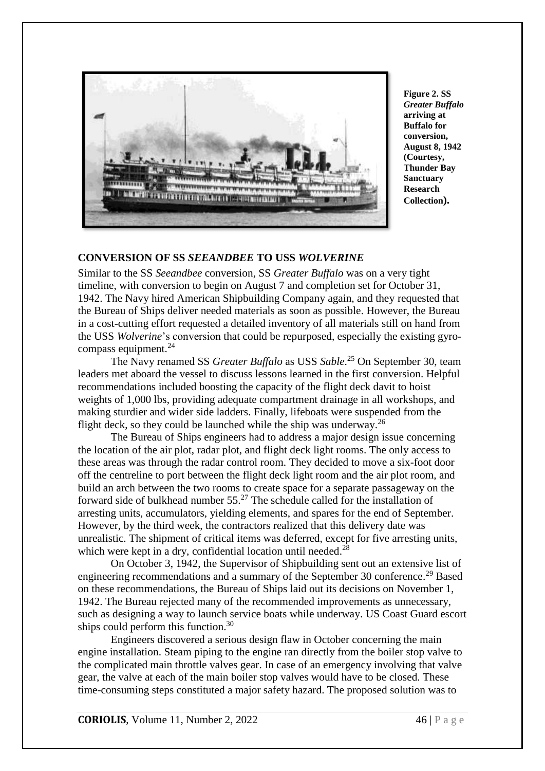Figure 2. SS *Greater Buffalo* arriving at Buffalo for conversion, August 8, 1942 (Courtesy, Thunder Bay Sanctuary Research Collection).

## CONVERSION OF SS *SEEANDBEE* TO USS *WOLVERINE*

Similar to the SS *Seeandbee* conversion, SS *Greater Buffalo* was on a very tight timeline, with conversion to begin on August 7 and completion set for October 31, 1942. The Navy hired American Shipbuilding Company again, and they requested that the Bureau of Ships deliver needed materials as soon as possible. However, the Bureau in a cost-cutting effort requested a detailed inventory of all materials still on hand from the USS *Wolverine*'s conversion that could be repurposed, especially the existing gyro-compass equipment.[24]

The Navy renamed SS *Greater Buffalo* as USS *Sable*.[25] On September 30, team leaders met aboard the vessel to discuss lessons learned in the first conversion. Helpful recommendations included boosting the capacity of the flight deck davit to hoist weights of 1,000 lbs, providing adequate compartment drainage in all workshops, and making sturdier and wider side ladders. Finally, lifeboats were suspended from the flight deck, so they could be launched while the ship was underway.[26]

The Bureau of Ships engineers had to address a major design issue concerning the location of the air plot, radar plot, and flight deck light rooms. The only access to these areas was through the radar control room. They decided to move a six-foot door off the centreline to port between the flight deck light room and the air plot room, and build an arch between the two rooms to create space for a separate passageway on the forward side of bulkhead number 55.[27] The schedule called for the installation of arresting units, accumulators, yielding elements, and spares for the end of September. However, by the third week, the contractors realized that this delivery date was unrealistic. The shipment of critical items was deferred, except for five arresting units, which were kept in a dry, confidential location until needed.[28]

On October 3, 1942, the Supervisor of Shipbuilding sent out an extensive list of engineering recommendations and a summary of the September 30 conference.[29] Based on these recommendations, the Bureau of Ships laid out its decisions on November 1, 1942. The Bureau rejected many of the recommended improvements as unnecessary, such as designing a way to launch service boats while underway. US Coast Guard escort ships could perform this function.[30]

Engineers discovered a serious design flaw in October concerning the main engine installation. Steam piping to the engine ran directly from the boiler stop valve to the complicated main throttle valves gear. In case of an emergency involving that valve gear, the valve at each of the main boiler stop valves would have to be closed. These time-consuming steps constituted a major safety hazard. The proposed solution was to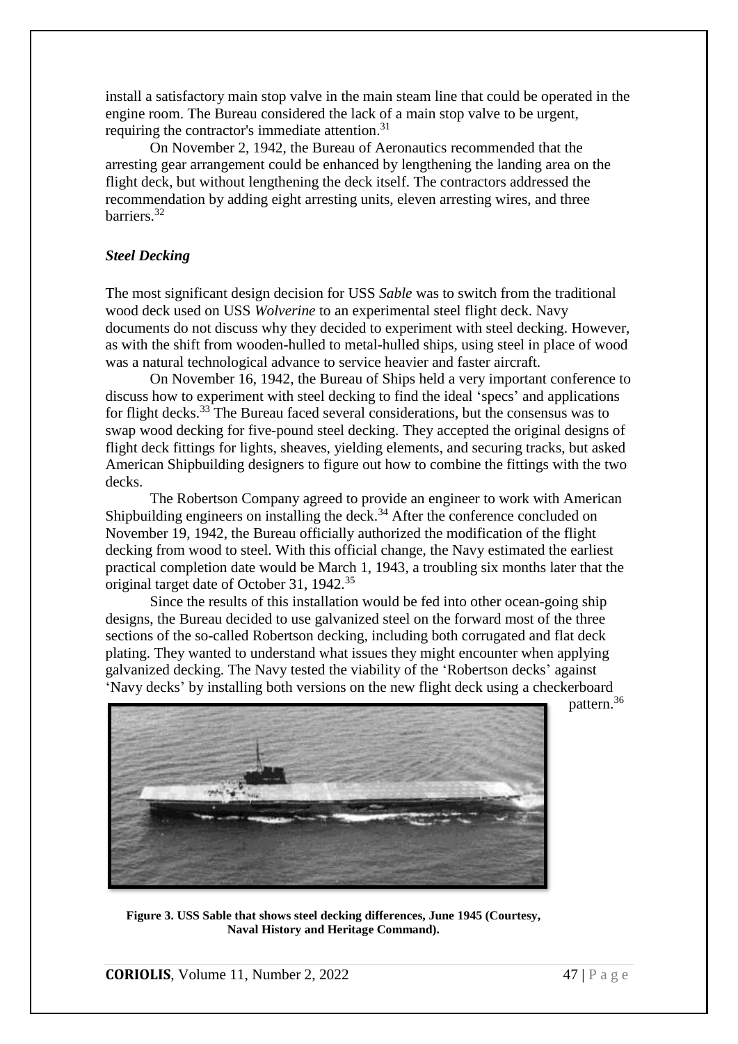install a satisfactory main stop valve in the main steam line that could be operated in the engine room. The Bureau considered the lack of a main stop valve to be urgent, requiring the contractor's immediate attention.[31]

On November 2, 1942, the Bureau of Aeronautics recommended that the arresting gear arrangement could be enhanced by lengthening the landing area on the flight deck, but without lengthening the deck itself. The contractors addressed the recommendation by adding eight arresting units, eleven arresting wires, and three barriers.[32]

### *Steel Decking*

The most significant design decision for USS *Sable* was to switch from the traditional wood deck used on USS *Wolverine* to an experimental steel flight deck. Navy documents do not discuss why they decided to experiment with steel decking. However, as with the shift from wooden-hulled to metal-hulled ships, using steel in place of wood was a natural technological advance to service heavier and faster aircraft.

On November 16, 1942, the Bureau of Ships held a very important conference to discuss how to experiment with steel decking to find the ideal 'specs' and applications for flight decks.[33] The Bureau faced several considerations, but the consensus was to swap wood decking for five-pound steel decking. They accepted the original designs of flight deck fittings for lights, sheaves, yielding elements, and securing tracks, but asked American Shipbuilding designers to figure out how to combine the fittings with the two decks.

The Robertson Company agreed to provide an engineer to work with American Shipbuilding engineers on installing the deck.[34] After the conference concluded on November 19, 1942, the Bureau officially authorized the modification of the flight decking from wood to steel. With this official change, the Navy estimated the earliest practical completion date would be March 1, 1943, a troubling six months later that the original target date of October 31, 1942.[35]

Since the results of this installation would be fed into other ocean-going ship designs, the Bureau decided to use galvanized steel on the forward most of the three sections of the so-called Robertson decking, including both corrugated and flat deck plating. They wanted to understand what issues they might encounter when applying galvanized decking. The Navy tested the viability of the 'Robertson decks' against 'Navy decks' by installing both versions on the new flight deck using a checkerboard pattern.[36]

**Figure 3. USS Sable that shows steel decking differences, June 1945 (Courtesy, Naval History and Heritage Command).**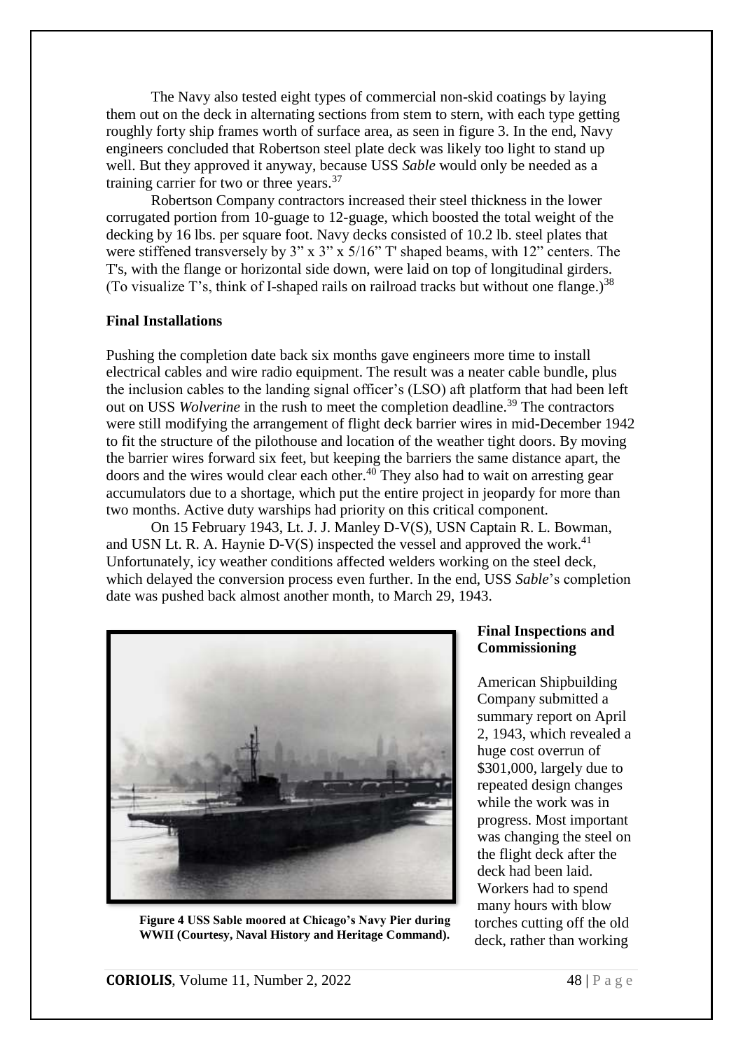The Navy also tested eight types of commercial non-skid coatings by laying them out on the deck in alternating sections from stem to stern, with each type getting roughly forty ship frames worth of surface area, as seen in figure 3. In the end, Navy engineers concluded that Robertson steel plate deck was likely too light to stand up well. But they approved it anyway, because USS *Sable* would only be needed as a training carrier for two or three years.[37]

Robertson Company contractors increased their steel thickness in the lower corrugated portion from 10-guage to 12-guage, which boosted the total weight of the decking by 16 lbs. per square foot. Navy decks consisted of 10.2 lb. steel plates that were stiffened transversely by 3" x 3" x 5/16" T' shaped beams, with 12" centers. The T's, with the flange or horizontal side down, were laid on top of longitudinal girders. (To visualize T's, think of I-shaped rails on railroad tracks but without one flange.)[38]

**Final Installations**

Pushing the completion date back six months gave engineers more time to install electrical cables and wire radio equipment. The result was a neater cable bundle, plus the inclusion cables to the landing signal officer's (LSO) aft platform that had been left out on USS *Wolverine* in the rush to meet the completion deadline.[39] The contractors were still modifying the arrangement of flight deck barrier wires in mid-December 1942 to fit the structure of the pilothouse and location of the weather tight doors. By moving the barrier wires forward six feet, but keeping the barriers the same distance apart, the doors and the wires would clear each other.[40] They also had to wait on arresting gear accumulators due to a shortage, which put the entire project in jeopardy for more than two months. Active duty warships had priority on this critical component.

On 15 February 1943, Lt. J. J. Manley D-V(S), USN Captain R. L. Bowman, and USN Lt. R. A. Haynie D-V(S) inspected the vessel and approved the work.[41] Unfortunately, icy weather conditions affected welders working on the steel deck, which delayed the conversion process even further. In the end, USS *Sable*'s completion date was pushed back almost another month, to March 29, 1943.

**Figure 4 USS Sable moored at Chicago's Navy Pier during WWII (Courtesy, Naval History and Heritage Command).**

**Final Inspections and Commissioning**

American Shipbuilding Company submitted a summary report on April 2, 1943, which revealed a huge cost overrun of $301,000, largely due to repeated design changes while the work was in progress. Most important was changing the steel on the flight deck after the deck had been laid. Workers had to spend many hours with blow torches cutting off the old deck, rather than working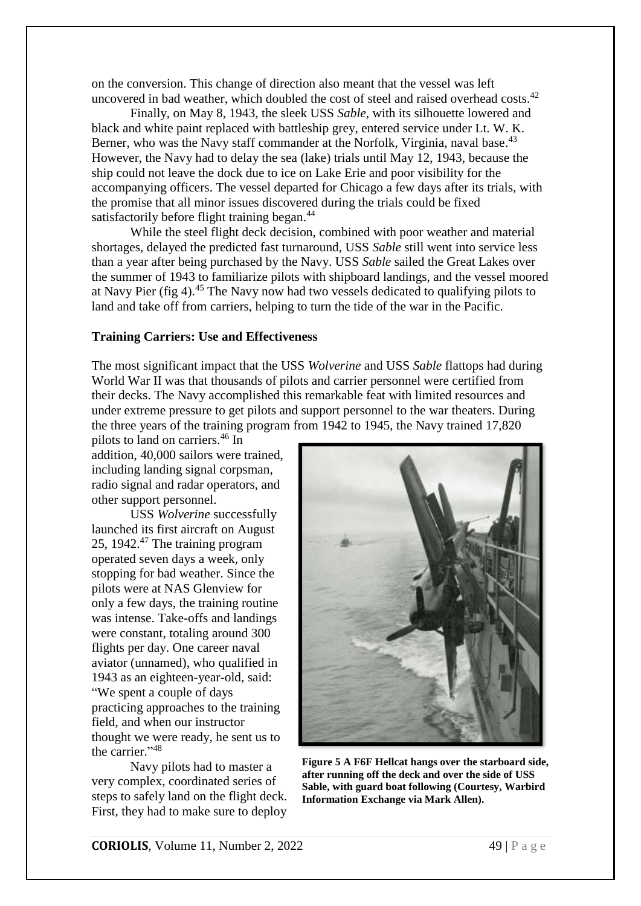on the conversion. This change of direction also meant that the vessel was left uncovered in bad weather, which doubled the cost of steel and raised overhead costs.[42]

Finally, on May 8, 1943, the sleek USS *Sable*, with its silhouette lowered and black and white paint replaced with battleship grey, entered service under Lt. W. K. Berner, who was the Navy staff commander at the Norfolk, Virginia, naval base.[43] However, the Navy had to delay the sea (lake) trials until May 12, 1943, because the ship could not leave the dock due to ice on Lake Erie and poor visibility for the accompanying officers. The vessel departed for Chicago a few days after its trials, with the promise that all minor issues discovered during the trials could be fixed satisfactorily before flight training began.[44]

While the steel flight deck decision, combined with poor weather and material shortages, delayed the predicted fast turnaround, USS *Sable* still went into service less than a year after being purchased by the Navy. USS *Sable* sailed the Great Lakes over the summer of 1943 to familiarize pilots with shipboard landings, and the vessel moored at Navy Pier (fig 4).[45] The Navy now had two vessels dedicated to qualifying pilots to land and take off from carriers, helping to turn the tide of the war in the Pacific.

**Training Carriers: Use and Effectiveness**

The most significant impact that the USS *Wolverine* and USS *Sable* flattops had during World War II was that thousands of pilots and carrier personnel were certified from their decks. The Navy accomplished this remarkable feat with limited resources and under extreme pressure to get pilots and support personnel to the war theaters. During the three years of the training program from 1942 to 1945, the Navy trained 17,820 pilots to land on carriers.[46] In addition, 40,000 sailors were trained, including landing signal corpsman, radio signal and radar operators, and other support personnel.

USS *Wolverine* successfully launched its first aircraft on August 25, 1942.[47] The training program operated seven days a week, only stopping for bad weather. Since the pilots were at NAS Glenview for only a few days, the training routine was intense. Take-offs and landings were constant, totaling around 300 flights per day. One career naval aviator (unnamed), who qualified in 1943 as an eighteen-year-old, said: "We spent a couple of days practicing approaches to the training field, and when our instructor thought we were ready, he sent us to the carrier."[48]

**Figure 5 A F6F Hellcat hangs over the starboard side, after running off the deck and over the side of USS Sable, with guard boat following (Courtesy, Warbird Information Exchange via Mark Allen).**

Navy pilots had to master a very complex, coordinated series of steps to safely land on the flight deck. First, they had to make sure to deploy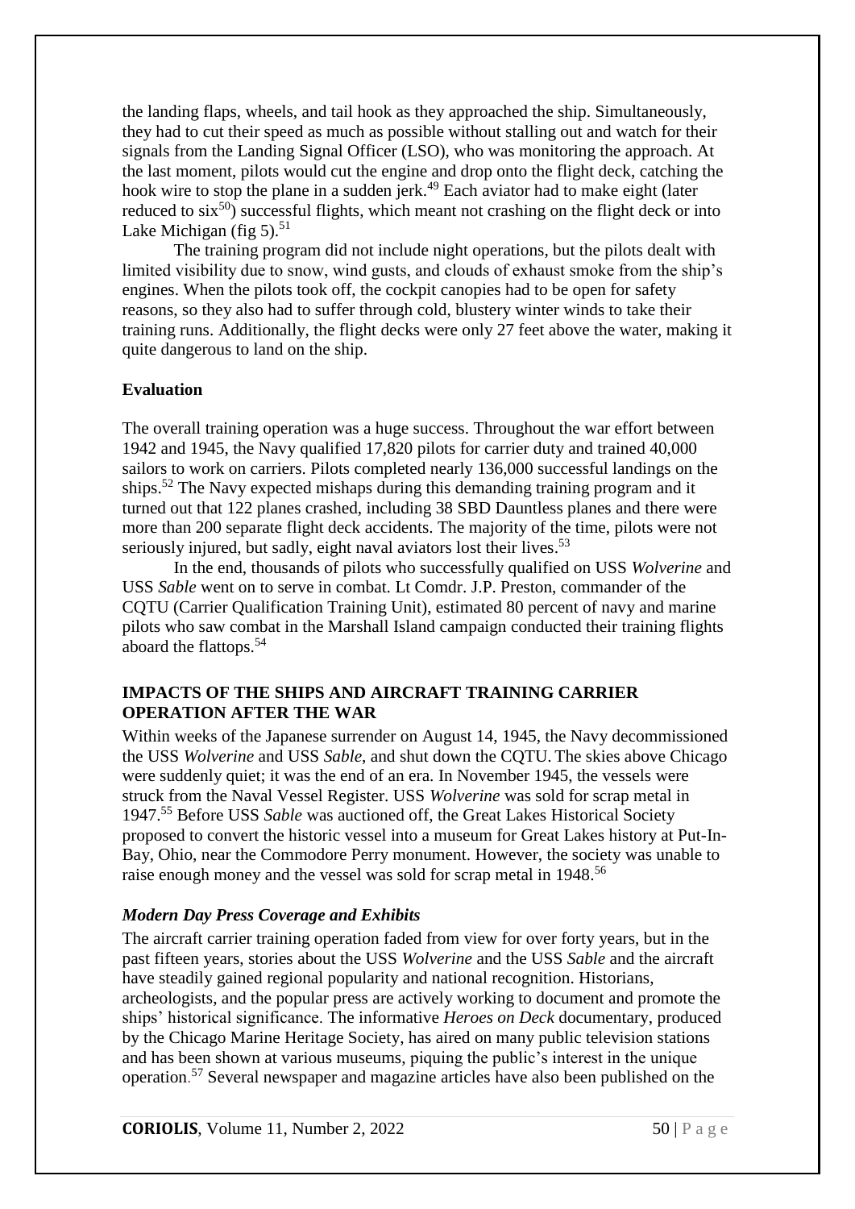the landing flaps, wheels, and tail hook as they approached the ship. Simultaneously, they had to cut their speed as much as possible without stalling out and watch for their signals from the Landing Signal Officer (LSO), who was monitoring the approach. At the last moment, pilots would cut the engine and drop onto the flight deck, catching the hook wire to stop the plane in a sudden jerk.[49] Each aviator had to make eight (later reduced to six[50]) successful flights, which meant not crashing on the flight deck or into Lake Michigan (fig 5).[51]

The training program did not include night operations, but the pilots dealt with limited visibility due to snow, wind gusts, and clouds of exhaust smoke from the ship's engines. When the pilots took off, the cockpit canopies had to be open for safety reasons, so they also had to suffer through cold, blustery winter winds to take their training runs. Additionally, the flight decks were only 27 feet above the water, making it quite dangerous to land on the ship.

### Evaluation

The overall training operation was a huge success. Throughout the war effort between 1942 and 1945, the Navy qualified 17,820 pilots for carrier duty and trained 40,000 sailors to work on carriers. Pilots completed nearly 136,000 successful landings on the ships.[52] The Navy expected mishaps during this demanding training program and it turned out that 122 planes crashed, including 38 SBD Dauntless planes and there were more than 200 separate flight deck accidents. The majority of the time, pilots were not seriously injured, but sadly, eight naval aviators lost their lives.[53]

In the end, thousands of pilots who successfully qualified on USS *Wolverine* and USS *Sable* went on to serve in combat. Lt Comdr. J.P. Preston, commander of the CQTU (Carrier Qualification Training Unit), estimated 80 percent of navy and marine pilots who saw combat in the Marshall Island campaign conducted their training flights aboard the flattops.[54]

## IMPACTS OF THE SHIPS AND AIRCRAFT TRAINING CARRIER OPERATION AFTER THE WAR

Within weeks of the Japanese surrender on August 14, 1945, the Navy decommissioned the USS *Wolverine* and USS *Sable*, and shut down the CQTU. The skies above Chicago were suddenly quiet; it was the end of an era. In November 1945, the vessels were struck from the Naval Vessel Register. USS *Wolverine* was sold for scrap metal in 1947.[55] Before USS *Sable* was auctioned off, the Great Lakes Historical Society proposed to convert the historic vessel into a museum for Great Lakes history at Put-In-Bay, Ohio, near the Commodore Perry monument. However, the society was unable to raise enough money and the vessel was sold for scrap metal in 1948.[56]

### *Modern Day Press Coverage and Exhibits*

The aircraft carrier training operation faded from view for over forty years, but in the past fifteen years, stories about the USS *Wolverine* and the USS *Sable* and the aircraft have steadily gained regional popularity and national recognition. Historians, archeologists, and the popular press are actively working to document and promote the ships' historical significance. The informative *Heroes on Deck* documentary, produced by the Chicago Marine Heritage Society, has aired on many public television stations and has been shown at various museums, piquing the public's interest in the unique operation.[57] Several newspaper and magazine articles have also been published on the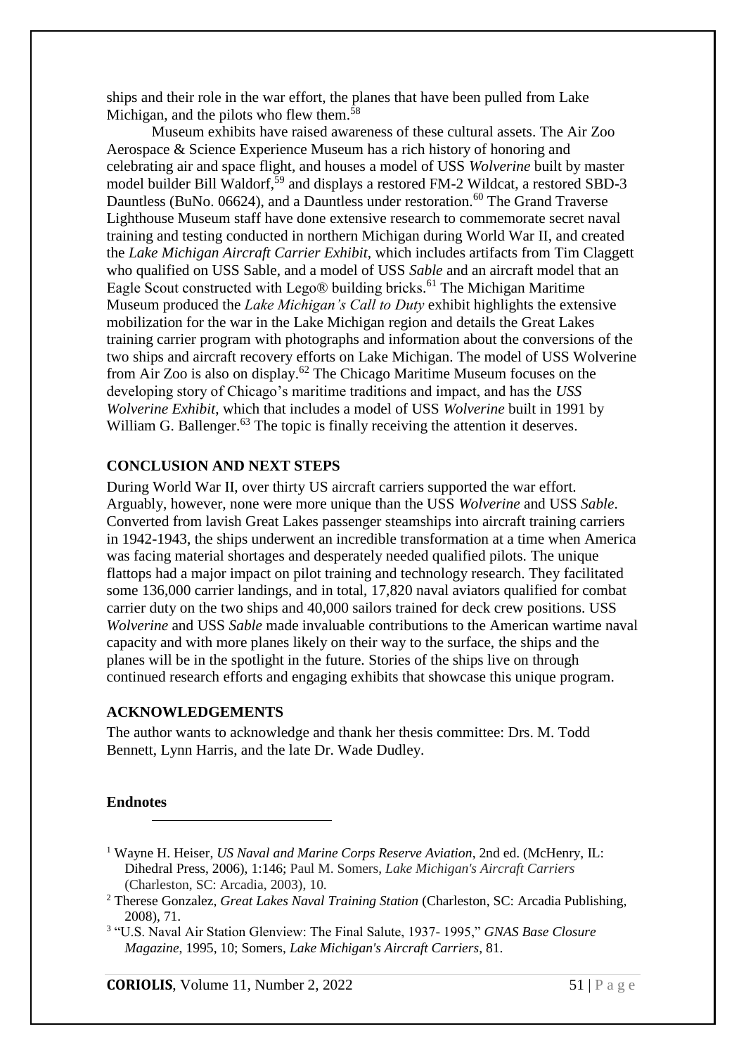ships and their role in the war effort, the planes that have been pulled from Lake Michigan, and the pilots who flew them.[58]

Museum exhibits have raised awareness of these cultural assets. The Air Zoo Aerospace & Science Experience Museum has a rich history of honoring and celebrating air and space flight, and houses a model of USS *Wolverine* built by master model builder Bill Waldorf,[59] and displays a restored FM-2 Wildcat, a restored SBD-3 Dauntless (BuNo. 06624), and a Dauntless under restoration.[60] The Grand Traverse Lighthouse Museum staff have done extensive research to commemorate secret naval training and testing conducted in northern Michigan during World War II, and created the *Lake Michigan Aircraft Carrier Exhibit*, which includes artifacts from Tim Claggett who qualified on USS Sable, and a model of USS *Sable* and an aircraft model that an Eagle Scout constructed with Lego® building bricks.[61] The Michigan Maritime Museum produced the *Lake Michigan's Call to Duty* exhibit highlights the extensive mobilization for the war in the Lake Michigan region and details the Great Lakes training carrier program with photographs and information about the conversions of the two ships and aircraft recovery efforts on Lake Michigan. The model of USS Wolverine from Air Zoo is also on display.[62] The Chicago Maritime Museum focuses on the developing story of Chicago's maritime traditions and impact, and has the *USS Wolverine Exhibit*, which that includes a model of USS *Wolverine* built in 1991 by William G. Ballenger.[63] The topic is finally receiving the attention it deserves.

## CONCLUSION AND NEXT STEPS

During World War II, over thirty US aircraft carriers supported the war effort. Arguably, however, none were more unique than the USS *Wolverine* and USS *Sable*. Converted from lavish Great Lakes passenger steamships into aircraft training carriers in 1942-1943, the ships underwent an incredible transformation at a time when America was facing material shortages and desperately needed qualified pilots. The unique flattops had a major impact on pilot training and technology research. They facilitated some 136,000 carrier landings, and in total, 17,820 naval aviators qualified for combat carrier duty on the two ships and 40,000 sailors trained for deck crew positions. USS *Wolverine* and USS *Sable* made invaluable contributions to the American wartime naval capacity and with more planes likely on their way to the surface, the ships and the planes will be in the spotlight in the future. Stories of the ships live on through continued research efforts and engaging exhibits that showcase this unique program.

## ACKNOWLEDGEMENTS

The author wants to acknowledge and thank her thesis committee: Drs. M. Todd Bennett, Lynn Harris, and the late Dr. Wade Dudley.

### Endnotes

[1] Wayne H. Heiser, *US Naval and Marine Corps Reserve Aviation*, 2nd ed. (McHenry, IL: Dihedral Press, 2006), 1:146; Paul M. Somers, *Lake Michigan's Aircraft Carriers* (Charleston, SC: Arcadia, 2003), 10.

[2] Therese Gonzalez, *Great Lakes Naval Training Station* (Charleston, SC: Arcadia Publishing, 2008), 71.

[3] "U.S. Naval Air Station Glenview: The Final Salute, 1937- 1995," *GNAS Base Closure Magazine*, 1995, 10; Somers, *Lake Michigan's Aircraft Carriers*, 81.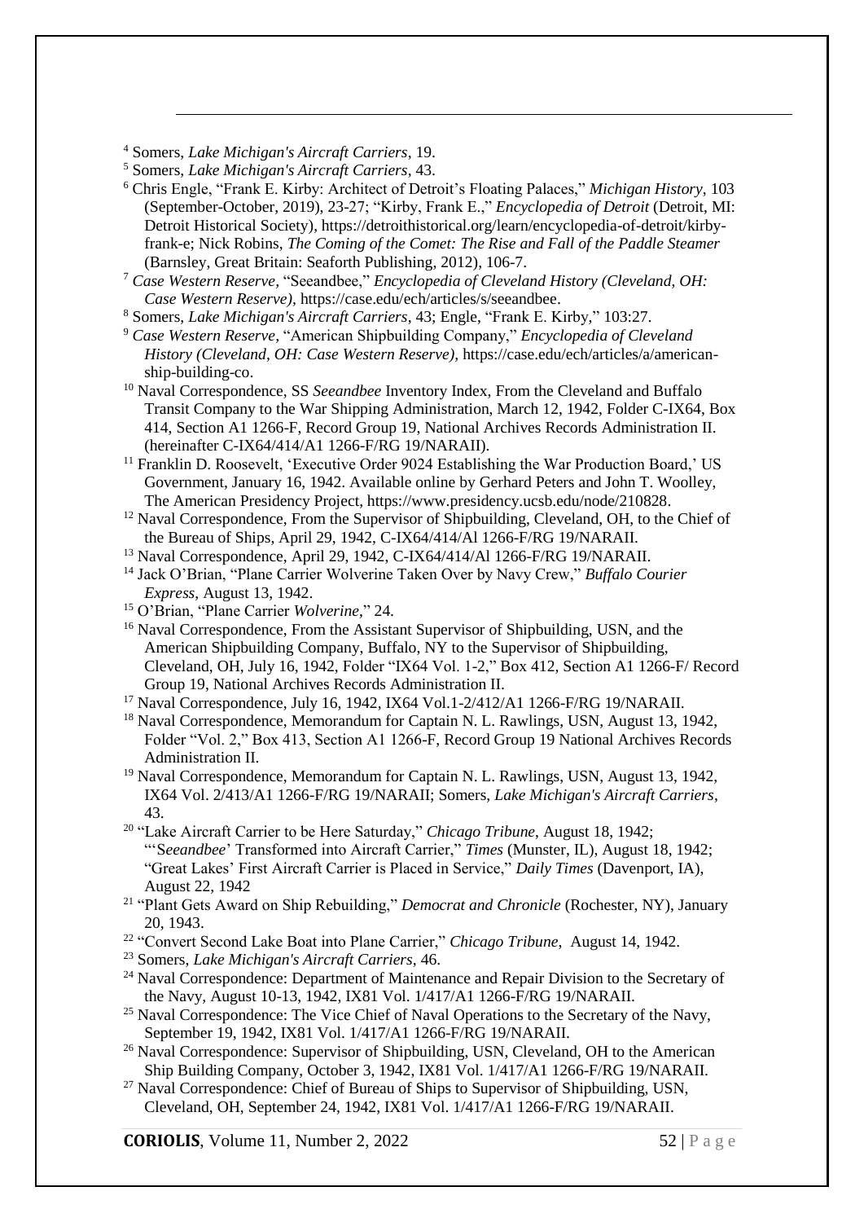[4] Somers, *Lake Michigan's Aircraft Carriers*, 19.

[5] Somers, *Lake Michigan's Aircraft Carriers*, 43.

[6] Chris Engle, "Frank E. Kirby: Architect of Detroit's Floating Palaces," *Michigan History*, 103 (September-October, 2019), 23-27; "Kirby, Frank E.," *Encyclopedia of Detroit* (Detroit, MI: Detroit Historical Society), https://detroithistorical.org/learn/encyclopedia-of-detroit/kirby-frank-e; Nick Robins, *The Coming of the Comet: The Rise and Fall of the Paddle Steamer* (Barnsley, Great Britain: Seaforth Publishing, 2012), 106-7.

[7] *Case Western Reserve*, "Seeandbee," *Encyclopedia of Cleveland History (Cleveland, OH: Case Western Reserve)*, https://case.edu/ech/articles/s/seeandbee.

[8] Somers, *Lake Michigan's Aircraft Carriers*, 43; Engle, "Frank E. Kirby," 103:27.

[9] *Case Western Reserve*, "American Shipbuilding Company," *Encyclopedia of Cleveland History (Cleveland, OH: Case Western Reserve)*, https://case.edu/ech/articles/a/american-ship-building-co.

[10] Naval Correspondence, SS *Seeandbee* Inventory Index, From the Cleveland and Buffalo Transit Company to the War Shipping Administration, March 12, 1942, Folder C-IX64, Box 414, Section A1 1266-F, Record Group 19, National Archives Records Administration II. (hereinafter C-IX64/414/A1 1266-F/RG 19/NARAII).

[11] Franklin D. Roosevelt, 'Executive Order 9024 Establishing the War Production Board,' US Government, January 16, 1942. Available online by Gerhard Peters and John T. Woolley, The American Presidency Project, https://www.presidency.ucsb.edu/node/210828.

[12] Naval Correspondence, From the Supervisor of Shipbuilding, Cleveland, OH, to the Chief of the Bureau of Ships, April 29, 1942, C-IX64/414/Al 1266-F/RG 19/NARAII.

[13] Naval Correspondence, April 29, 1942, C-IX64/414/Al 1266-F/RG 19/NARAII.

[14] Jack O'Brian, "Plane Carrier Wolverine Taken Over by Navy Crew," *Buffalo Courier Express*, August 13, 1942.

[15] O'Brian, "Plane Carrier *Wolverine*," 24.

[16] Naval Correspondence, From the Assistant Supervisor of Shipbuilding, USN, and the American Shipbuilding Company, Buffalo, NY to the Supervisor of Shipbuilding, Cleveland, OH, July 16, 1942, Folder "IX64 Vol. 1-2," Box 412, Section A1 1266-F/ Record Group 19, National Archives Records Administration II.

[17] Naval Correspondence, July 16, 1942, IX64 Vol.1-2/412/A1 1266-F/RG 19/NARAII.

[18] Naval Correspondence, Memorandum for Captain N. L. Rawlings, USN, August 13, 1942, Folder "Vol. 2," Box 413, Section A1 1266-F, Record Group 19 National Archives Records Administration II.

[19] Naval Correspondence, Memorandum for Captain N. L. Rawlings, USN, August 13, 1942, IX64 Vol. 2/413/A1 1266-F/RG 19/NARAII; Somers, *Lake Michigan's Aircraft Carriers*, 43.

[20] "Lake Aircraft Carrier to be Here Saturday," *Chicago Tribune*, August 18, 1942; "'*Seeandbee*' Transformed into Aircraft Carrier," *Times* (Munster, IL), August 18, 1942; "Great Lakes' First Aircraft Carrier is Placed in Service," *Daily Times* (Davenport, IA), August 22, 1942

[21] "Plant Gets Award on Ship Rebuilding," *Democrat and Chronicle* (Rochester, NY), January 20, 1943.

[22] "Convert Second Lake Boat into Plane Carrier," *Chicago Tribune*, August 14, 1942.

[23] Somers, *Lake Michigan's Aircraft Carriers*, 46.

[24] Naval Correspondence: Department of Maintenance and Repair Division to the Secretary of the Navy, August 10-13, 1942, IX81 Vol. 1/417/A1 1266-F/RG 19/NARAII.

[25] Naval Correspondence: The Vice Chief of Naval Operations to the Secretary of the Navy, September 19, 1942, IX81 Vol. 1/417/A1 1266-F/RG 19/NARAII.

[26] Naval Correspondence: Supervisor of Shipbuilding, USN, Cleveland, OH to the American Ship Building Company, October 3, 1942, IX81 Vol. 1/417/A1 1266-F/RG 19/NARAII.

[27] Naval Correspondence: Chief of Bureau of Ships to Supervisor of Shipbuilding, USN, Cleveland, OH, September 24, 1942, IX81 Vol. 1/417/A1 1266-F/RG 19/NARAII.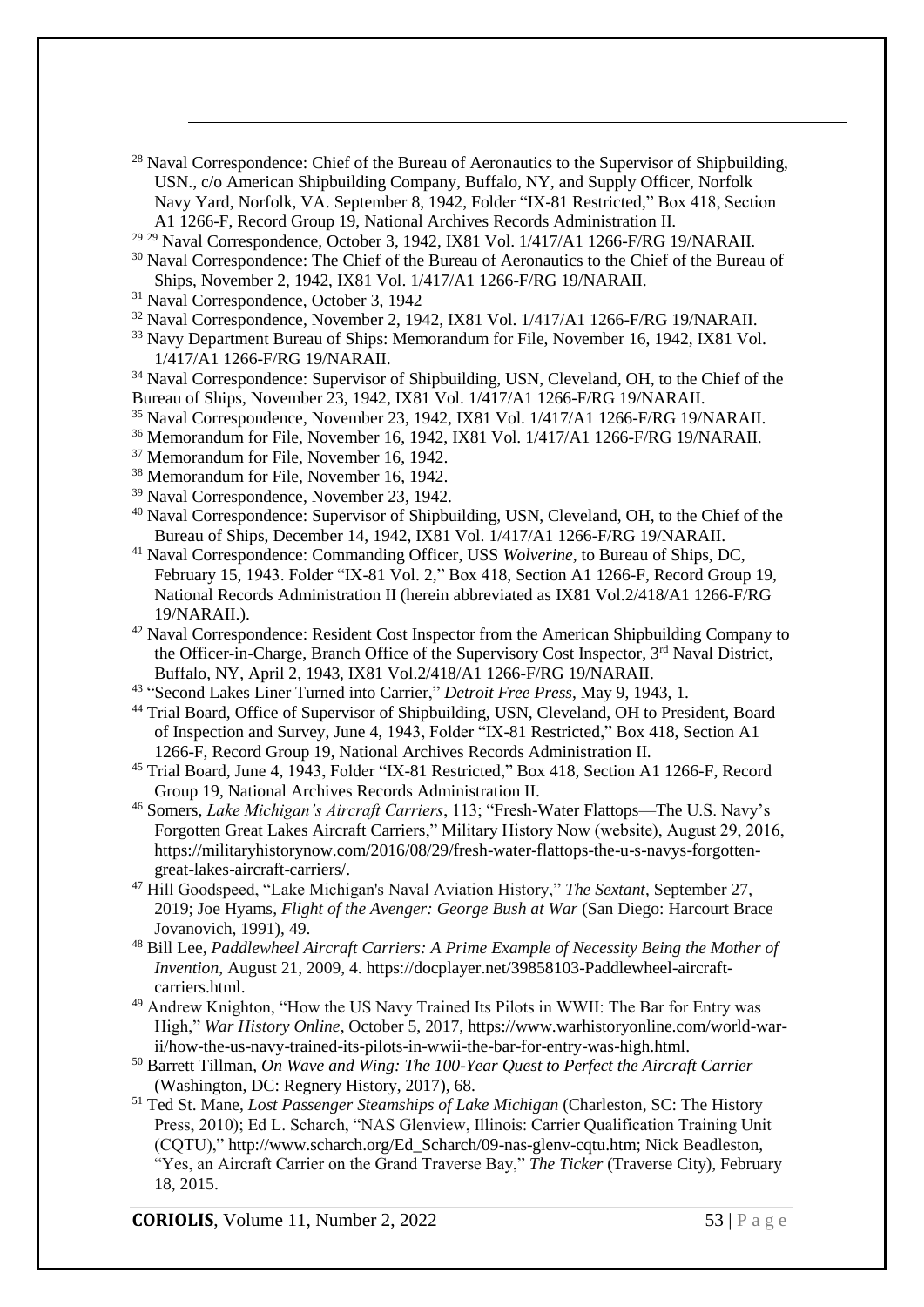[28] Naval Correspondence: Chief of the Bureau of Aeronautics to the Supervisor of Shipbuilding, USN., c/o American Shipbuilding Company, Buffalo, NY, and Supply Officer, Norfolk Navy Yard, Norfolk, VA. September 8, 1942, Folder "IX-81 Restricted," Box 418, Section A1 1266-F, Record Group 19, National Archives Records Administration II.

[29] [29] Naval Correspondence, October 3, 1942, IX81 Vol. 1/417/A1 1266-F/RG 19/NARAII.

[30] Naval Correspondence: The Chief of the Bureau of Aeronautics to the Chief of the Bureau of Ships, November 2, 1942, IX81 Vol. 1/417/A1 1266-F/RG 19/NARAII.

[31] Naval Correspondence, October 3, 1942

[32] Naval Correspondence, November 2, 1942, IX81 Vol. 1/417/A1 1266-F/RG 19/NARAII.

[33] Navy Department Bureau of Ships: Memorandum for File, November 16, 1942, IX81 Vol. 1/417/A1 1266-F/RG 19/NARAII.

[34] Naval Correspondence: Supervisor of Shipbuilding, USN, Cleveland, OH, to the Chief of the Bureau of Ships, November 23, 1942, IX81 Vol. 1/417/A1 1266-F/RG 19/NARAII.

[35] Naval Correspondence, November 23, 1942, IX81 Vol. 1/417/A1 1266-F/RG 19/NARAII.

[36] Memorandum for File, November 16, 1942, IX81 Vol. 1/417/A1 1266-F/RG 19/NARAII.

[37] Memorandum for File, November 16, 1942.

[38] Memorandum for File, November 16, 1942.

[39] Naval Correspondence, November 23, 1942.

[40] Naval Correspondence: Supervisor of Shipbuilding, USN, Cleveland, OH, to the Chief of the Bureau of Ships, December 14, 1942, IX81 Vol. 1/417/A1 1266-F/RG 19/NARAII.

[41] Naval Correspondence: Commanding Officer, USS *Wolverine*, to Bureau of Ships, DC, February 15, 1943. Folder "IX-81 Vol. 2," Box 418, Section A1 1266-F, Record Group 19, National Records Administration II (herein abbreviated as IX81 Vol.2/418/A1 1266-F/RG 19/NARAII.).

[42] Naval Correspondence: Resident Cost Inspector from the American Shipbuilding Company to the Officer-in-Charge, Branch Office of the Supervisory Cost Inspector, 3rd Naval District, Buffalo, NY, April 2, 1943, IX81 Vol.2/418/A1 1266-F/RG 19/NARAII.

[43] "Second Lakes Liner Turned into Carrier," *Detroit Free Press*, May 9, 1943, 1.

[44] Trial Board, Office of Supervisor of Shipbuilding, USN, Cleveland, OH to President, Board of Inspection and Survey, June 4, 1943, Folder "IX-81 Restricted," Box 418, Section A1 1266-F, Record Group 19, National Archives Records Administration II.

[45] Trial Board, June 4, 1943, Folder "IX-81 Restricted," Box 418, Section A1 1266-F, Record Group 19, National Archives Records Administration II.

[46] Somers, *Lake Michigan's Aircraft Carriers*, 113; "Fresh-Water Flattops—The U.S. Navy's Forgotten Great Lakes Aircraft Carriers," Military History Now (website), August 29, 2016, https://militaryhistorynow.com/2016/08/29/fresh-water-flattops-the-u-s-navys-forgotten-great-lakes-aircraft-carriers/.

[47] Hill Goodspeed, "Lake Michigan's Naval Aviation History," *The Sextant*, September 27, 2019; Joe Hyams, *Flight of the Avenger: George Bush at War* (San Diego: Harcourt Brace Jovanovich, 1991), 49.

[48] Bill Lee, *Paddlewheel Aircraft Carriers: A Prime Example of Necessity Being the Mother of Invention*, August 21, 2009, 4. https://docplayer.net/39858103-Paddlewheel-aircraft-carriers.html.

[49] Andrew Knighton, "How the US Navy Trained Its Pilots in WWII: The Bar for Entry was High," *War History Online*, October 5, 2017, https://www.warhistoryonline.com/world-war-ii/how-the-us-navy-trained-its-pilots-in-wwii-the-bar-for-entry-was-high.html.

[50] Barrett Tillman, *On Wave and Wing: The 100-Year Quest to Perfect the Aircraft Carrier* (Washington, DC: Regnery History, 2017), 68.

[51] Ted St. Mane, *Lost Passenger Steamships of Lake Michigan* (Charleston, SC: The History Press, 2010); Ed L. Scharch, "NAS Glenview, Illinois: Carrier Qualification Training Unit (CQTU)," http://www.scharch.org/Ed_Scharch/09-nas-glenv-cqtu.htm; Nick Beadleston, "Yes, an Aircraft Carrier on the Grand Traverse Bay," *The Ticker* (Traverse City), February 18, 2015.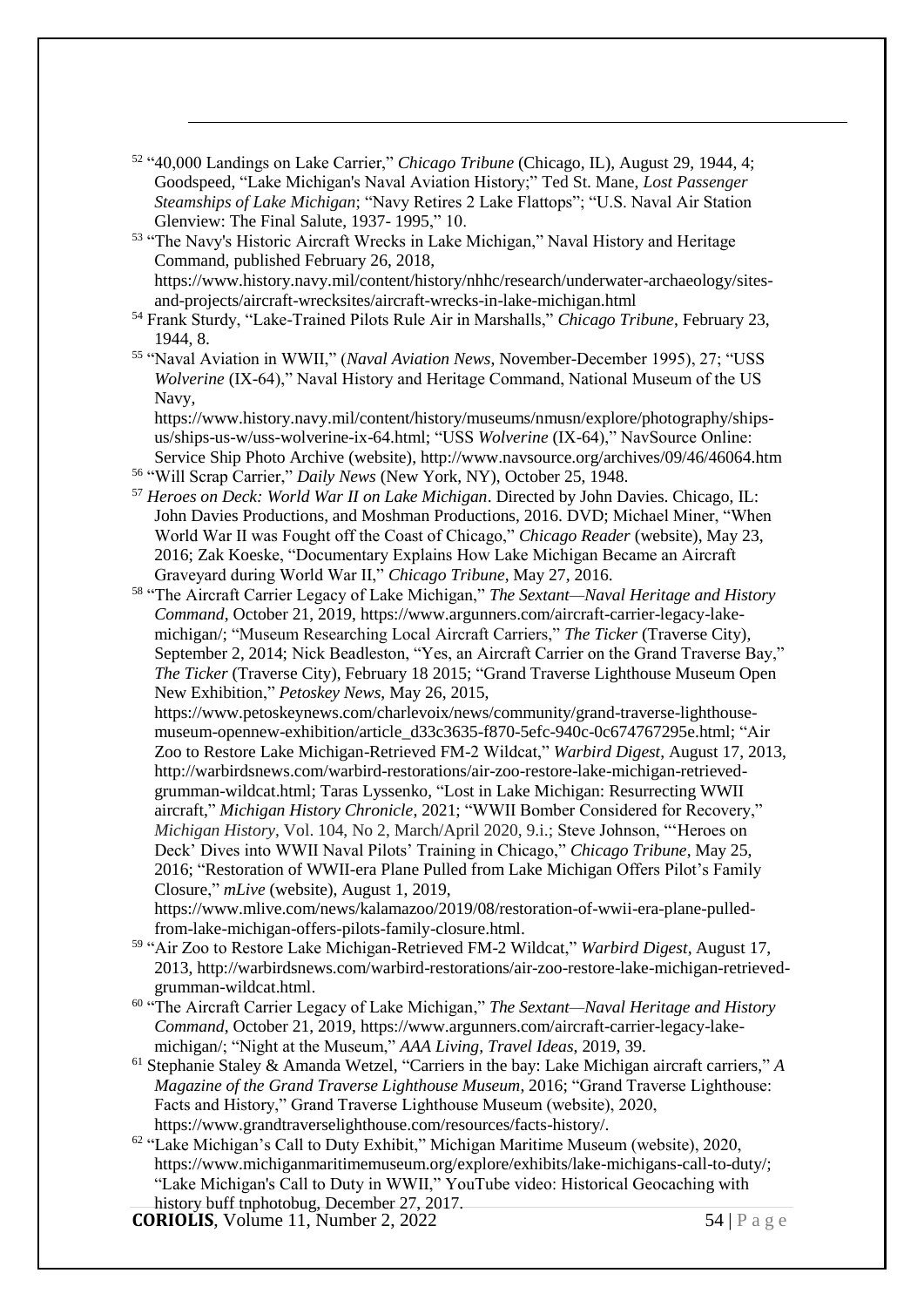[52] "40,000 Landings on Lake Carrier," *Chicago Tribune* (Chicago, IL), August 29, 1944, 4; Goodspeed, "Lake Michigan's Naval Aviation History;" Ted St. Mane, *Lost Passenger Steamships of Lake Michigan*; "Navy Retires 2 Lake Flattops"; "U.S. Naval Air Station Glenview: The Final Salute, 1937- 1995," 10.

[53] "The Navy's Historic Aircraft Wrecks in Lake Michigan," Naval History and Heritage Command, published February 26, 2018, https://www.history.navy.mil/content/history/nhhc/research/underwater-archaeology/sites-and-projects/aircraft-wrecksites/aircraft-wrecks-in-lake-michigan.html

[54] Frank Sturdy, "Lake-Trained Pilots Rule Air in Marshalls," *Chicago Tribune*, February 23, 1944, 8.

[55] "Naval Aviation in WWII," (*Naval Aviation News*, November-December 1995), 27; "USS *Wolverine* (IX-64)," Naval History and Heritage Command, National Museum of the US Navy, https://www.history.navy.mil/content/history/museums/nmusn/explore/photography/ships-us/ships-us-w/uss-wolverine-ix-64.html; "USS *Wolverine* (IX-64)," NavSource Online: Service Ship Photo Archive (website), http://www.navsource.org/archives/09/46/46064.htm

[56] "Will Scrap Carrier," *Daily News* (New York, NY), October 25, 1948.

[57] *Heroes on Deck: World War II on Lake Michigan*. Directed by John Davies. Chicago, IL: John Davies Productions, and Moshman Productions, 2016. DVD; Michael Miner, "When World War II was Fought off the Coast of Chicago," *Chicago Reader* (website), May 23, 2016; Zak Koeske, "Documentary Explains How Lake Michigan Became an Aircraft Graveyard during World War II," *Chicago Tribune*, May 27, 2016.

[58] "The Aircraft Carrier Legacy of Lake Michigan," *The Sextant—Naval Heritage and History Command*, October 21, 2019, https://www.argunners.com/aircraft-carrier-legacy-lake-michigan/; "Museum Researching Local Aircraft Carriers," *The Ticker* (Traverse City), September 2, 2014; Nick Beadleston, "Yes, an Aircraft Carrier on the Grand Traverse Bay," *The Ticker* (Traverse City), February 18 2015; "Grand Traverse Lighthouse Museum Open New Exhibition," *Petoskey News*, May 26, 2015, https://www.petoskeynews.com/charlevoix/news/community/grand-traverse-lighthouse-museum-opennew-exhibition/article_d33c3635-f870-5efc-940c-0c674767295e.html; "Air Zoo to Restore Lake Michigan-Retrieved FM-2 Wildcat," *Warbird Digest*, August 17, 2013, http://warbirdsnews.com/warbird-restorations/air-zoo-restore-lake-michigan-retrieved-grumman-wildcat.html; Taras Lyssenko, "Lost in Lake Michigan: Resurrecting WWII aircraft," *Michigan History Chronicle*, 2021; "WWII Bomber Considered for Recovery," *Michigan History*, Vol. 104, No 2, March/April 2020, 9.i.; Steve Johnson, "'Heroes on Deck' Dives into WWII Naval Pilots' Training in Chicago," *Chicago Tribune*, May 25, 2016; "Restoration of WWII-era Plane Pulled from Lake Michigan Offers Pilot's Family Closure," *mLive* (website), August 1, 2019, https://www.mlive.com/news/kalamazoo/2019/08/restoration-of-wwii-era-plane-pulled-from-lake-michigan-offers-pilots-family-closure.html.

[59] "Air Zoo to Restore Lake Michigan-Retrieved FM-2 Wildcat," *Warbird Digest*, August 17, 2013, http://warbirdsnews.com/warbird-restorations/air-zoo-restore-lake-michigan-retrieved-grumman-wildcat.html.

[60] "The Aircraft Carrier Legacy of Lake Michigan," *The Sextant—Naval Heritage and History Command*, October 21, 2019, https://www.argunners.com/aircraft-carrier-legacy-lake-michigan/; "Night at the Museum," *AAA Living, Travel Ideas*, 2019, 39.

[61] Stephanie Staley & Amanda Wetzel, "Carriers in the bay: Lake Michigan aircraft carriers," *A Magazine of the Grand Traverse Lighthouse Museum*, 2016; "Grand Traverse Lighthouse: Facts and History," Grand Traverse Lighthouse Museum (website), 2020, https://www.grandtraverselighthouse.com/resources/facts-history/.

[62] "Lake Michigan's Call to Duty Exhibit," Michigan Maritime Museum (website), 2020, https://www.michiganmaritimemuseum.org/explore/exhibits/lake-michigans-call-to-duty/; "Lake Michigan's Call to Duty in WWII," YouTube video: Historical Geocaching with history buff tnphotobug, December 27, 2017.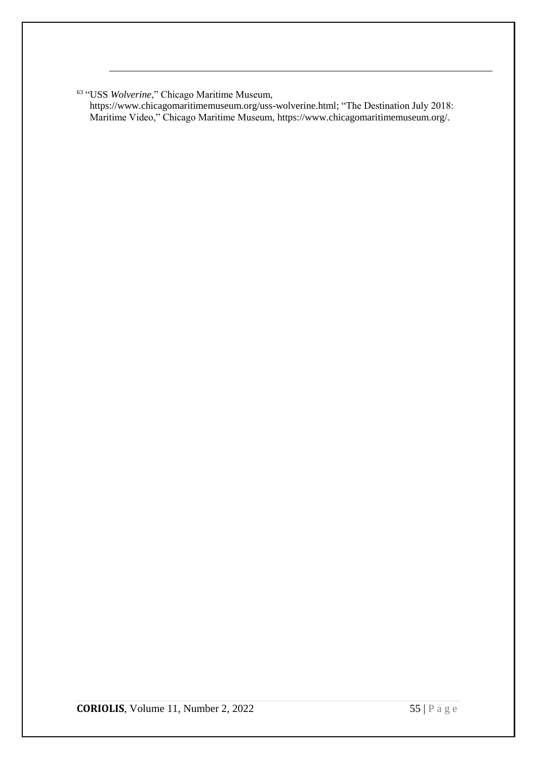[63] "USS *Wolverine*," Chicago Maritime Museum, https://www.chicagomaritimemuseum.org/uss-wolverine.html; "The Destination July 2018: Maritime Video," Chicago Maritime Museum, https://www.chicagomaritimemuseum.org/.